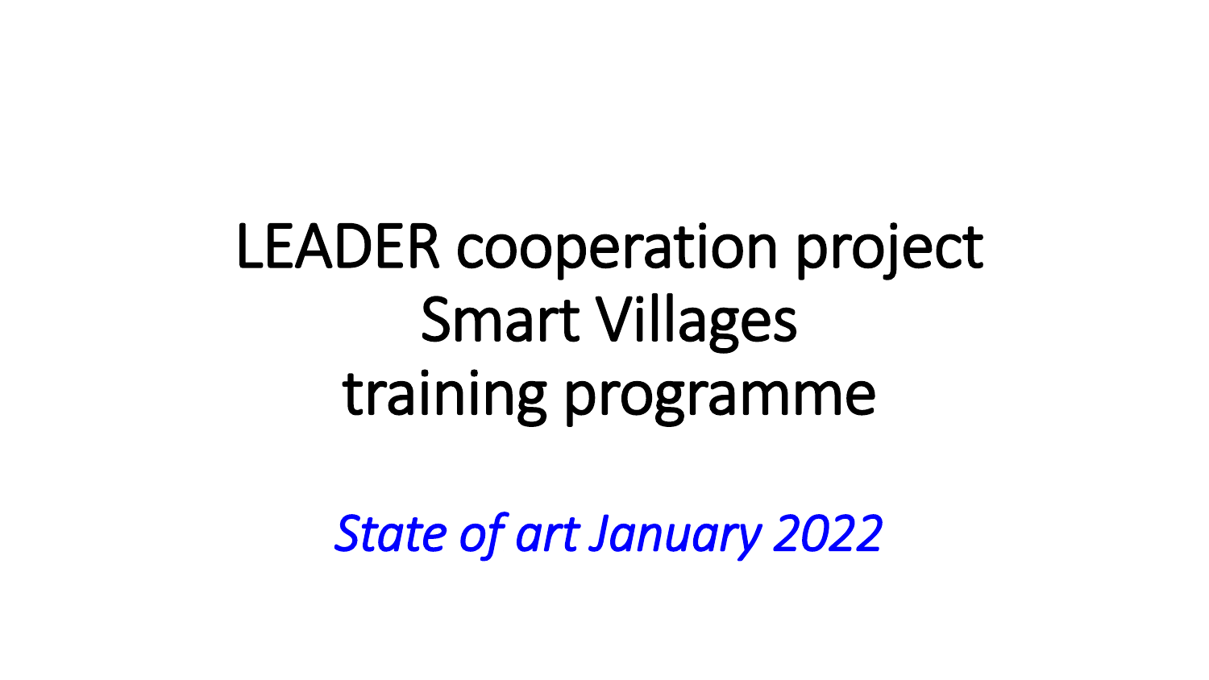# LEADER cooperation project Smart Villages training programme

*State of art January 2022*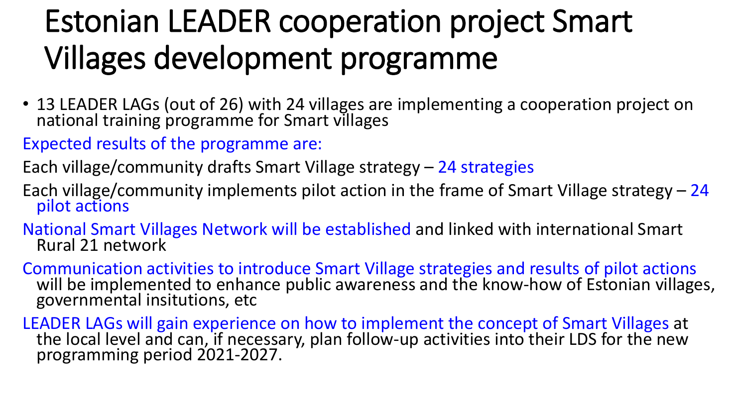# Estonian LEADER cooperation project Smart Villages development programme

- 13 LEADER LAGs (out of 26) with 24 villages are implementing a cooperation project on national training programme for Smart villages

Expected results of the programme are:

Each village/community drafts Smart Village strategy – 24 strategies

Each village/community implements pilot action in the frame of Smart Village strategy – 24 pilot actions

National Smart Villages Network will be established and linked with international Smart Rural 21 network

Communication activities to introduce Smart Village strategies and results of pilot actions will be implemented to enhance public awareness and the know-how of Estonian villages, governmental insitutions, etc

LEADER LAGs will gain experience on how to implement the concept of Smart Villages at the local level and can, if necessary, plan follow-up activities into their LDS for the new programming period 2021-2027.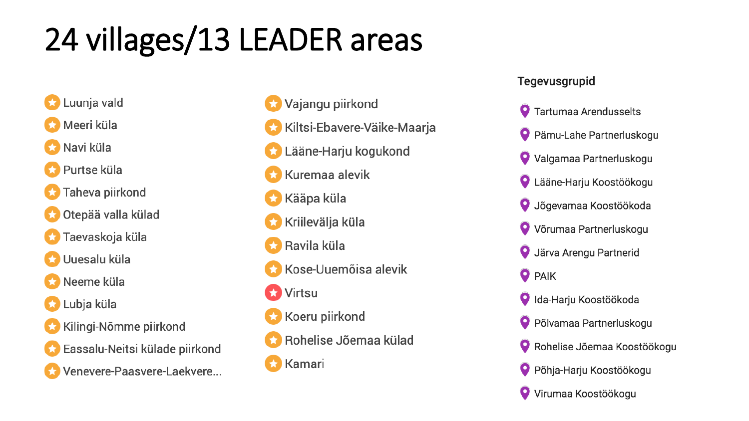# 24 villages/13 LEADER areas

- Luunja vald
- Meeri küla
- Navi küla
- Purtse küla
- Taheva piirkond
- Otepää valla külad
- Taevaskoja küla
- Uuesalu küla
- Neeme küla
- Lubja küla
- Kilingi-Nõmme piirkond
- Eassalu-Neitsi külade piirkond
- Venevere-Paasvere-Laekvere...
- Vajangu piirkond
- Kiltsi-Ebavere-Väike-Maarja
- Lääne-Harju kogukond
- Kuremaa alevik
- Kääpa küla
- Kriilevälja küla
- Ravila küla
- Kose-Uuemõisa alevik
- Virtsu
- Koeru piirkond
- Rohelise Jõemaa külad
- Kamari

**Tegevusgrupid**

- Tartumaa Arendusselts
- Pärnu-Lahe Partnerluskogu
- Valgamaa Partnerluskogu
- Lääne-Harju Koostöökogu
- Jõgevamaa Koostöökoda
- Võrumaa Partnerluskogu
- Järva Arengu Partnerid
- PAIK
- Ida-Harju Koostöökoda
- Põlvamaa Partnerluskogu
- Rohelise Jõemaa Koostöökogu
- Põhja-Harju Koostöökogu
- Virumaa Koostöökogu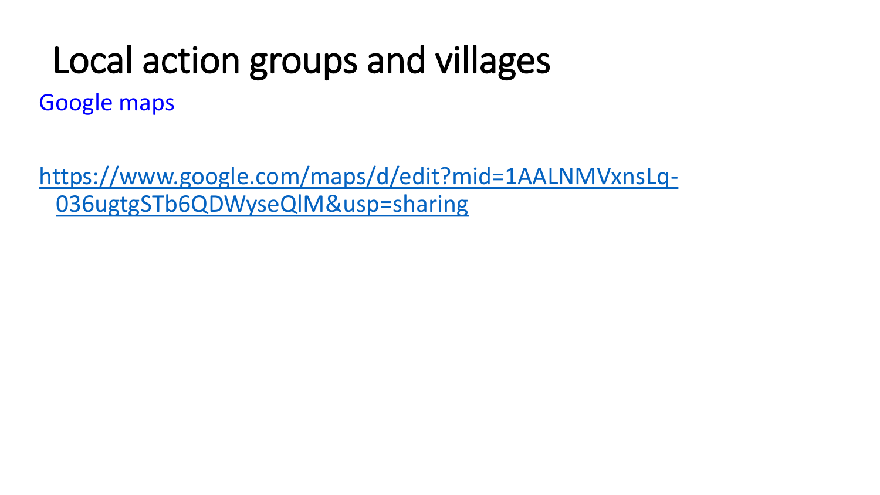# Local action groups and villages

Google maps

https://www.google.com/maps/d/edit?mid=1AALNMVxnsLq-036ugtgSTb6QDWyseQlM&usp=sharing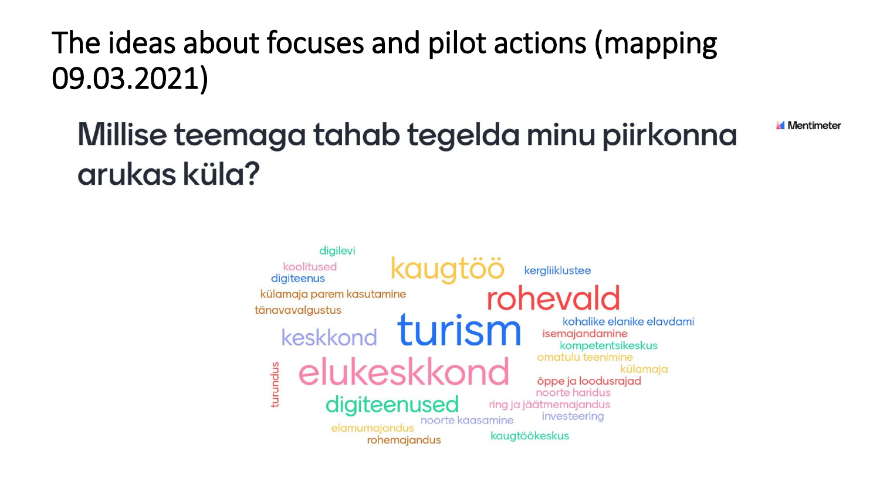# The ideas about focuses and pilot actions (mapping 09.03.2021)

## Millise teemaga tahab tegelda minu piirkonna arukas küla?

Mentimeter

digilevi

koolitused

digiteenus

kaugtöö

kergliiklustee

külamaja parem kasutamine

rohevald

tänavavalgustus

turism

kohalike elanike elavdami

keskkond

isemajandamine

kompetentsikeskus

omatulu teenimine

turundus

elukeskkond

külamaja

õppe ja loodusrajad

noorte haridus

digiteenused

ring ja jäätmemajandus

noorte kaasamine

investeering

elamumajandus

rohemajandus

kaugtöökeskus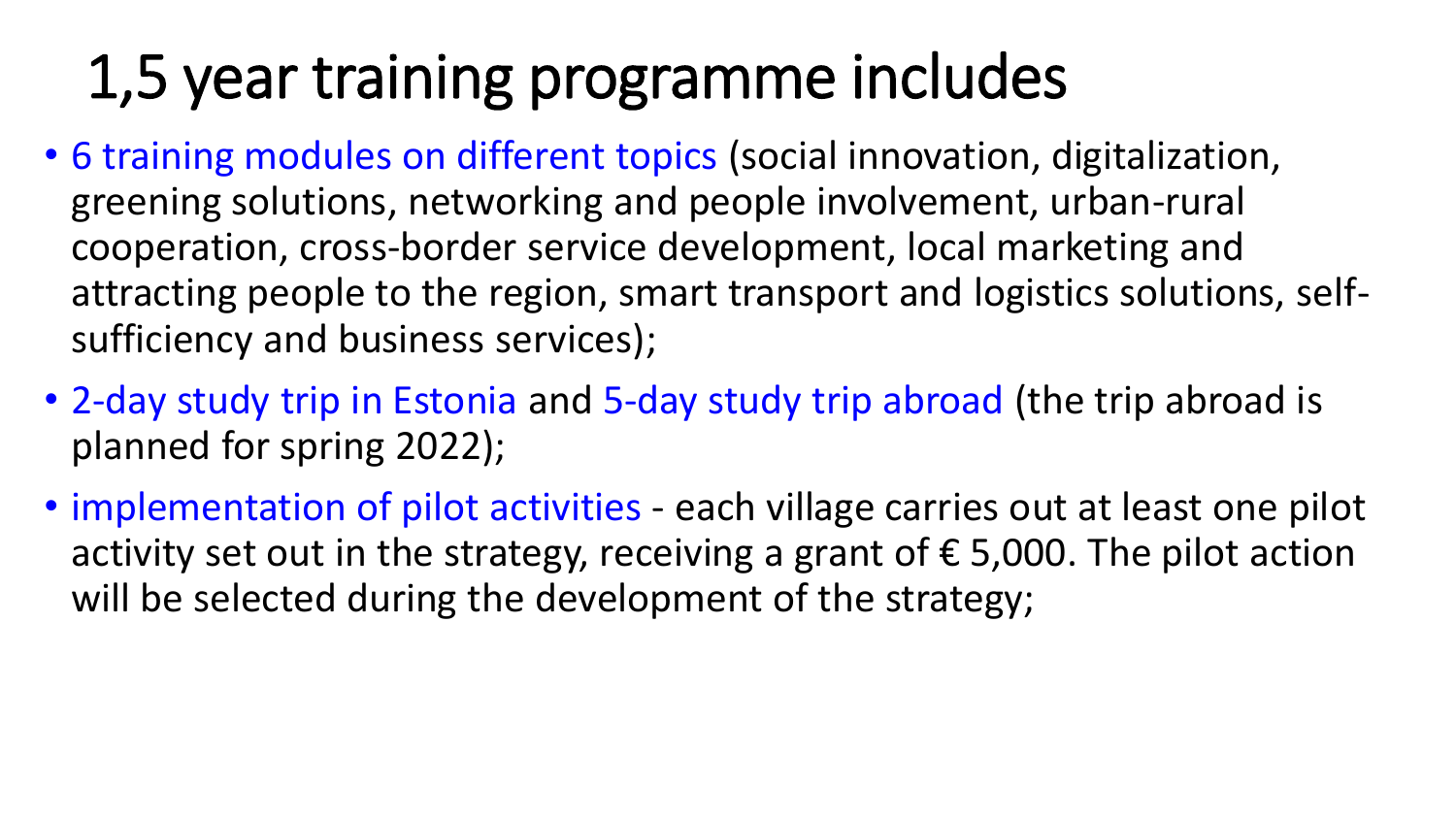# 1,5 year training programme includes

- 6 training modules on different topics (social innovation, digitalization, greening solutions, networking and people involvement, urban-rural cooperation, cross-border service development, local marketing and attracting people to the region, smart transport and logistics solutions, self-sufficiency and business services);
- 2-day study trip in Estonia and 5-day study trip abroad (the trip abroad is planned for spring 2022);
- implementation of pilot activities - each village carries out at least one pilot activity set out in the strategy, receiving a grant of € 5,000. The pilot action will be selected during the development of the strategy;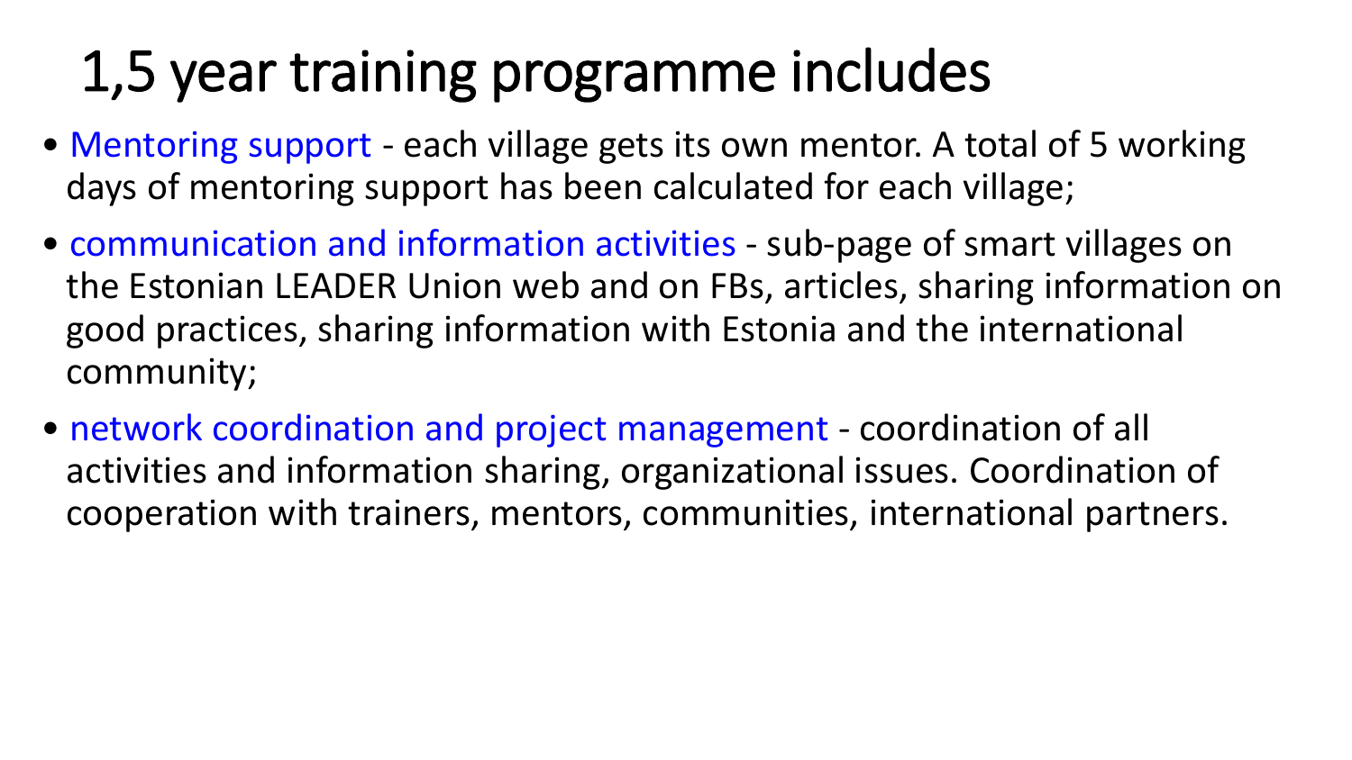# 1,5 year training programme includes

- Mentoring support - each village gets its own mentor. A total of 5 working days of mentoring support has been calculated for each village;
- communication and information activities - sub-page of smart villages on the Estonian LEADER Union web and on FBs, articles, sharing information on good practices, sharing information with Estonia and the international community;
- network coordination and project management - coordination of all activities and information sharing, organizational issues. Coordination of cooperation with trainers, mentors, communities, international partners.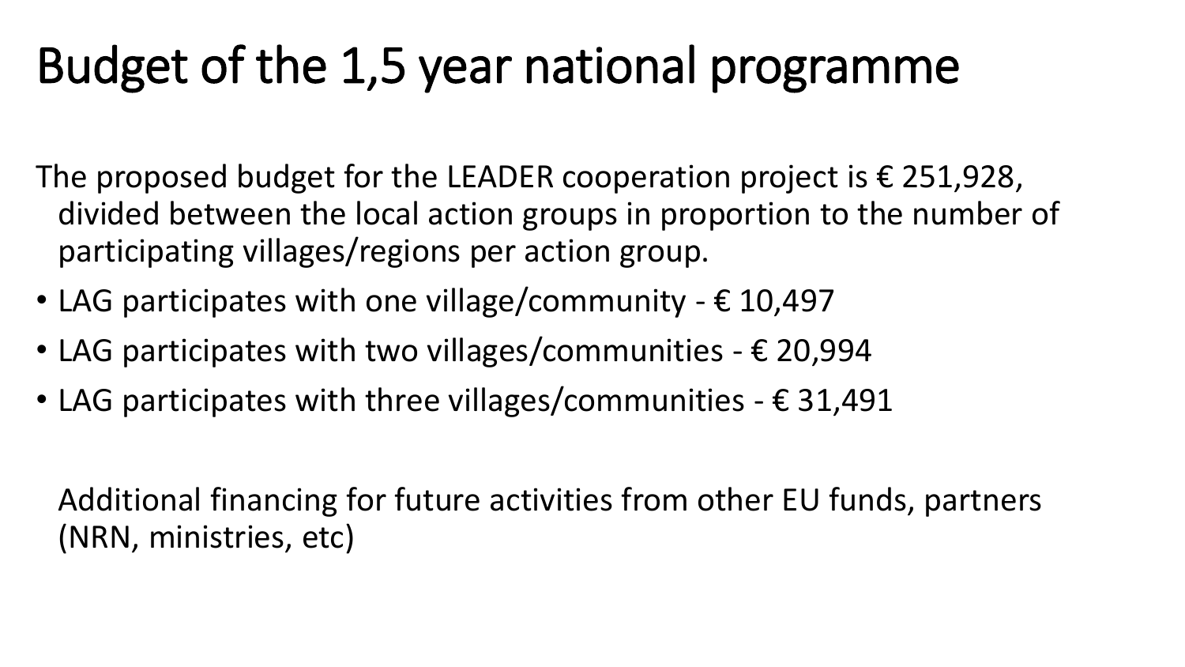# Budget of the 1,5 year national programme

The proposed budget for the LEADER cooperation project is € 251,928, divided between the local action groups in proportion to the number of participating villages/regions per action group.

- LAG participates with one village/community - € 10,497
- LAG participates with two villages/communities - € 20,994
- LAG participates with three villages/communities - € 31,491

Additional financing for future activities from other EU funds, partners (NRN, ministries, etc)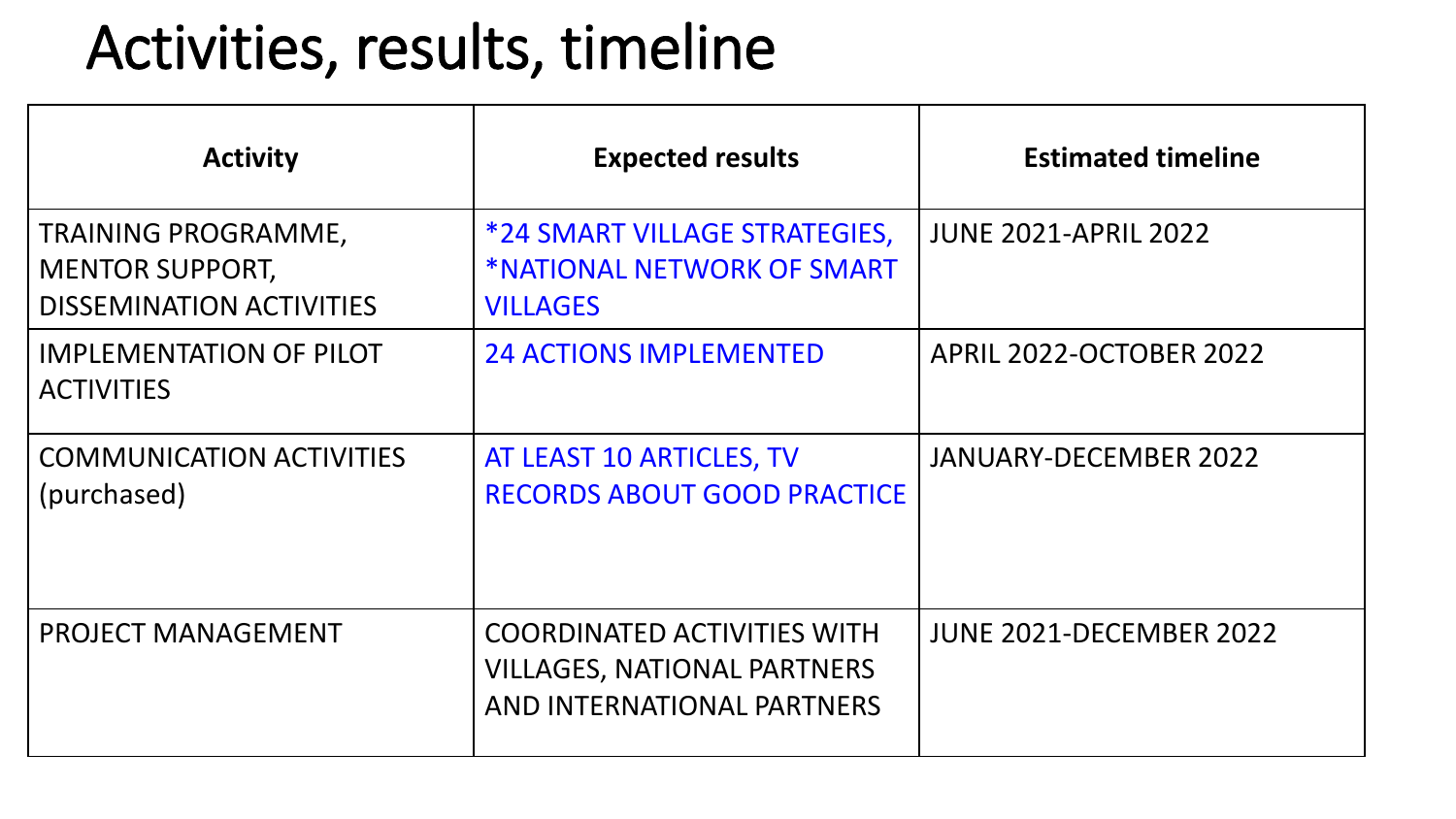# Activities, results, timeline

| Activity | Expected results | Estimated timeline |
| --- | --- | --- |
| TRAINING PROGRAMME, MENTOR SUPPORT, DISSEMINATION ACTIVITIES | *24 SMART VILLAGE STRATEGIES, *NATIONAL NETWORK OF SMART VILLAGES | JUNE 2021-APRIL 2022 |
| IMPLEMENTATION OF PILOT ACTIVITIES | 24 ACTIONS IMPLEMENTED | APRIL 2022-OCTOBER 2022 |
| COMMUNICATION ACTIVITIES (purchased) | AT LEAST 10 ARTICLES, TV RECORDS ABOUT GOOD PRACTICE | JANUARY-DECEMBER 2022 |
| PROJECT MANAGEMENT | COORDINATED ACTIVITIES WITH VILLAGES, NATIONAL PARTNERS AND INTERNATIONAL PARTNERS | JUNE 2021-DECEMBER 2022 |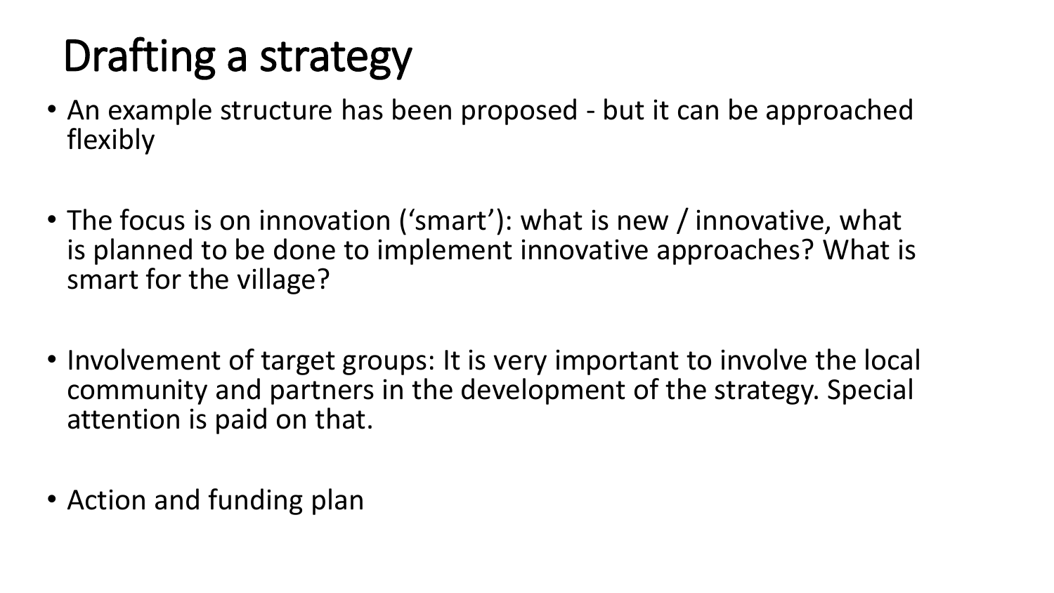# Drafting a strategy

- An example structure has been proposed - but it can be approached flexibly
- The focus is on innovation (‘smart’): what is new / innovative, what is planned to be done to implement innovative approaches? What is smart for the village?
- Involvement of target groups: It is very important to involve the local community and partners in the development of the strategy. Special attention is paid on that.
- Action and funding plan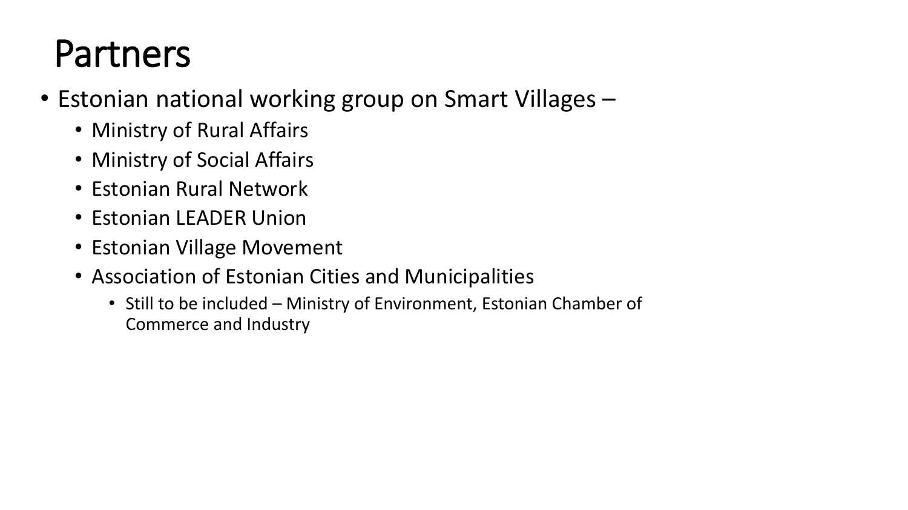# Partners

- Estonian national working group on Smart Villages –
  - Ministry of Rural Affairs
  - Ministry of Social Affairs
  - Estonian Rural Network
  - Estonian LEADER Union
  - Estonian Village Movement
  - Association of Estonian Cities and Municipalities
    - Still to be included – Ministry of Environment, Estonian Chamber of Commerce and Industry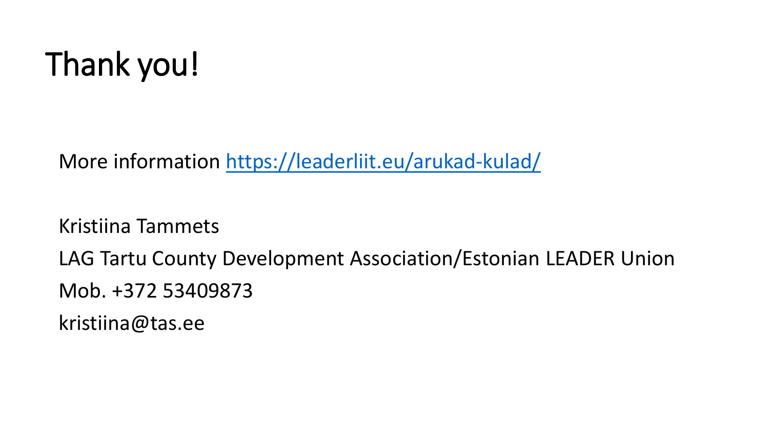# Thank you!

More information [https://leaderliit.eu/arukad-kulad/](https://leaderliit.eu/arukad-kulad/)

Kristiina Tammets

LAG Tartu County Development Association/Estonian LEADER Union

Mob. +372 53409873

kristiina@tas.ee